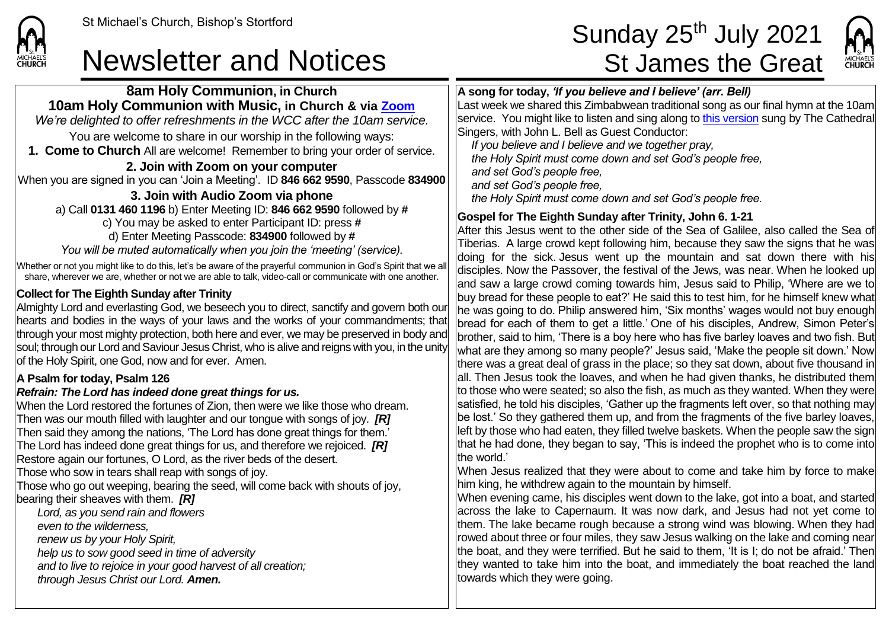St Michael's Church, Bishop's Stortford

# Newsletter and Notices

# Sunday 25th July 2021
# St James the Great

## 8am Holy Communion, in Church
## 10am Holy Communion with Music, in Church & via Zoom

*We're delighted to offer refreshments in the WCC after the 10am service.*

You are welcome to share in our worship in the following ways:

**1. Come to Church** All are welcome! Remember to bring your order of service.

**2. Join with Zoom on your computer**

When you are signed in you can 'Join a Meeting'. ID **846 662 9590**, Passcode **834900**

**3. Join with Audio Zoom via phone**

a) Call **0131 460 1196** b) Enter Meeting ID: **846 662 9590** followed by **#**

c) You may be asked to enter Participant ID: press **#**

d) Enter Meeting Passcode: **834900** followed by **#**

*You will be muted automatically when you join the 'meeting' (service).*

Whether or not you might like to do this, let's be aware of the prayerful communion in God's Spirit that we all share, wherever we are, whether or not we are able to talk, video-call or communicate with one another.

**Collect for The Eighth Sunday after Trinity**

Almighty Lord and everlasting God, we beseech you to direct, sanctify and govern both our hearts and bodies in the ways of your laws and the works of your commandments; that through your most mighty protection, both here and ever, we may be preserved in body and soul; through our Lord and Saviour Jesus Christ, who is alive and reigns with you, in the unity of the Holy Spirit, one God, now and for ever. Amen.

**A Psalm for today, Psalm 126**

***Refrain: The Lord has indeed done great things for us.***

When the Lord restored the fortunes of Zion, then were we like those who dream.
Then was our mouth filled with laughter and our tongue with songs of joy. ***[R]***
Then said they among the nations, 'The Lord has done great things for them.'
The Lord has indeed done great things for us, and therefore we rejoiced. ***[R]***
Restore again our fortunes, O Lord, as the river beds of the desert.
Those who sow in tears shall reap with songs of joy.
Those who go out weeping, bearing the seed, will come back with shouts of joy, bearing their sheaves with them. ***[R]***

*Lord, as you send rain and flowers*
*even to the wilderness,*
*renew us by your Holy Spirit,*
*help us to sow good seed in time of adversity*
*and to live to rejoice in your good harvest of all creation;*
*through Jesus Christ our Lord.* ***Amen.***

**A song for today, *'If you believe and I believe' (arr. Bell)***

Last week we shared this Zimbabwean traditional song as our final hymn at the 10am service. You might like to listen and sing along to this version sung by The Cathedral Singers, with John L. Bell as Guest Conductor:

*If you believe and I believe and we together pray,*
*the Holy Spirit must come down and set God's people free,*
*and set God's people free,*
*and set God's people free,*
*the Holy Spirit must come down and set God's people free.*

**Gospel for The Eighth Sunday after Trinity, John 6. 1-21**

After this Jesus went to the other side of the Sea of Galilee, also called the Sea of Tiberias. A large crowd kept following him, because they saw the signs that he was doing for the sick. Jesus went up the mountain and sat down there with his disciples. Now the Passover, the festival of the Jews, was near. When he looked up and saw a large crowd coming towards him, Jesus said to Philip, 'Where are we to buy bread for these people to eat?' He said this to test him, for he himself knew what he was going to do. Philip answered him, 'Six months' wages would not buy enough bread for each of them to get a little.' One of his disciples, Andrew, Simon Peter's brother, said to him, 'There is a boy here who has five barley loaves and two fish. But what are they among so many people?' Jesus said, 'Make the people sit down.' Now there was a great deal of grass in the place; so they sat down, about five thousand in all. Then Jesus took the loaves, and when he had given thanks, he distributed them to those who were seated; so also the fish, as much as they wanted. When they were satisfied, he told his disciples, 'Gather up the fragments left over, so that nothing may be lost.' So they gathered them up, and from the fragments of the five barley loaves, left by those who had eaten, they filled twelve baskets. When the people saw the sign that he had done, they began to say, 'This is indeed the prophet who is to come into the world.'

When Jesus realized that they were about to come and take him by force to make him king, he withdrew again to the mountain by himself.

When evening came, his disciples went down to the lake, got into a boat, and started across the lake to Capernaum. It was now dark, and Jesus had not yet come to them. The lake became rough because a strong wind was blowing. When they had rowed about three or four miles, they saw Jesus walking on the lake and coming near the boat, and they were terrified. But he said to them, 'It is I; do not be afraid.' Then they wanted to take him into the boat, and immediately the boat reached the land towards which they were going.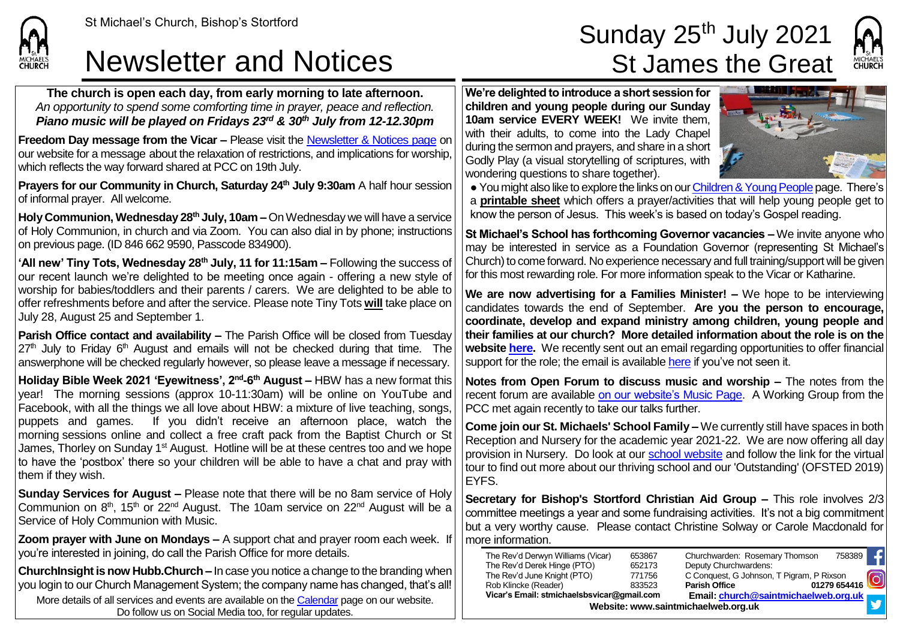St Michael's Church, Bishop's Stortford

# Newsletter and Notices

# Sunday 25th July 2021
# St James the Great

**The church is open each day, from early morning to late afternoon.**
*An opportunity to spend some comforting time in prayer, peace and reflection.*
***Piano music will be played on Fridays 23rd & 30th July from 12-12.30pm***

**Freedom Day message from the Vicar –** Please visit the Newsletter & Notices page on our website for a message about the relaxation of restrictions, and implications for worship, which reflects the way forward shared at PCC on 19th July.

**Prayers for our Community in Church, Saturday 24th July 9:30am** A half hour session of informal prayer. All welcome.

**Holy Communion, Wednesday 28th July, 10am –** On Wednesday we will have a service of Holy Communion, in church and via Zoom. You can also dial in by phone; instructions on previous page. (ID 846 662 9590, Passcode 834900).

**'All new' Tiny Tots, Wednesday 28th July, 11 for 11:15am –** Following the success of our recent launch we're delighted to be meeting once again - offering a new style of worship for babies/toddlers and their parents / carers. We are delighted to be able to offer refreshments before and after the service. Please note Tiny Tots **will** take place on July 28, August 25 and September 1.

**Parish Office contact and availability –** The Parish Office will be closed from Tuesday 27th July to Friday 6th August and emails will not be checked during that time. The answerphone will be checked regularly however, so please leave a message if necessary.

**Holiday Bible Week 2021 'Eyewitness', 2nd-6th August –** HBW has a new format this year! The morning sessions (approx 10-11:30am) will be online on YouTube and Facebook, with all the things we all love about HBW: a mixture of live teaching, songs, puppets and games. If you didn't receive an afternoon place, watch the morning sessions online and collect a free craft pack from the Baptist Church or St James, Thorley on Sunday 1st August. Hotline will be at these centres too and we hope to have the 'postbox' there so your children will be able to have a chat and pray with them if they wish.

**Sunday Services for August –** Please note that there will be no 8am service of Holy Communion on 8th, 15th or 22nd August. The 10am service on 22nd August will be a Service of Holy Communion with Music.

**Zoom prayer with June on Mondays –** A support chat and prayer room each week. If you're interested in joining, do call the Parish Office for more details.

**ChurchInsight is now Hubb.Church –** In case you notice a change to the branding when you login to our Church Management System; the company name has changed, that's all!

More details of all services and events are available on the Calendar page on our website.
Do follow us on Social Media too, for regular updates.

**We're delighted to introduce a short session for children and young people during our Sunday 10am service EVERY WEEK!** We invite them, with their adults, to come into the Lady Chapel during the sermon and prayers, and share in a short Godly Play (a visual storytelling of scriptures, with wondering questions to share together).

- You might also like to explore the links on our Children & Young People page. There's a **printable sheet** which offers a prayer/activities that will help young people get to know the person of Jesus. This week's is based on today's Gospel reading.

**St Michael's School has forthcoming Governor vacancies –** We invite anyone who may be interested in service as a Foundation Governor (representing St Michael's Church) to come forward. No experience necessary and full training/support will be given for this most rewarding role. For more information speak to the Vicar or Katharine.

**We are now advertising for a Families Minister! –** We hope to be interviewing candidates towards the end of September. **Are you the person to encourage, coordinate, develop and expand ministry among children, young people and their families at our church? More detailed information about the role is on the website here.** We recently sent out an email regarding opportunities to offer financial support for the role; the email is available here if you've not seen it.

**Notes from Open Forum to discuss music and worship –** The notes from the recent forum are available on our website's Music Page. A Working Group from the PCC met again recently to take our talks further.

**Come join our St. Michaels' School Family –** We currently still have spaces in both Reception and Nursery for the academic year 2021-22. We are now offering all day provision in Nursery. Do look at our school website and follow the link for the virtual tour to find out more about our thriving school and our 'Outstanding' (OFSTED 2019) EYFS.

**Secretary for Bishop's Stortford Christian Aid Group –** This role involves 2/3 committee meetings a year and some fundraising activities. It's not a big commitment but a very worthy cause. Please contact Christine Solway or Carole Macdonald for more information.

| | | | |
|---|---|---|---|
| The Rev'd Derwyn Williams (Vicar) | 653867 | Churchwarden: Rosemary Thomson | 758389 |
| The Rev'd Derek Hinge (PTO) | 652173 | Deputy Churchwardens: | |
| The Rev'd June Knight (PTO) | 771756 | C Conquest, G Johnson, T Pigram, P Rixson | |
| Rob Klincke (Reader) | 833523 | **Parish Office** | **01279 654416** |
| **Vicar's Email: stmichaelsbsvicar@gmail.com** | | **Email: church@saintmichaelweb.org.uk** | |

**Website: www.saintmichaelweb.org.uk**